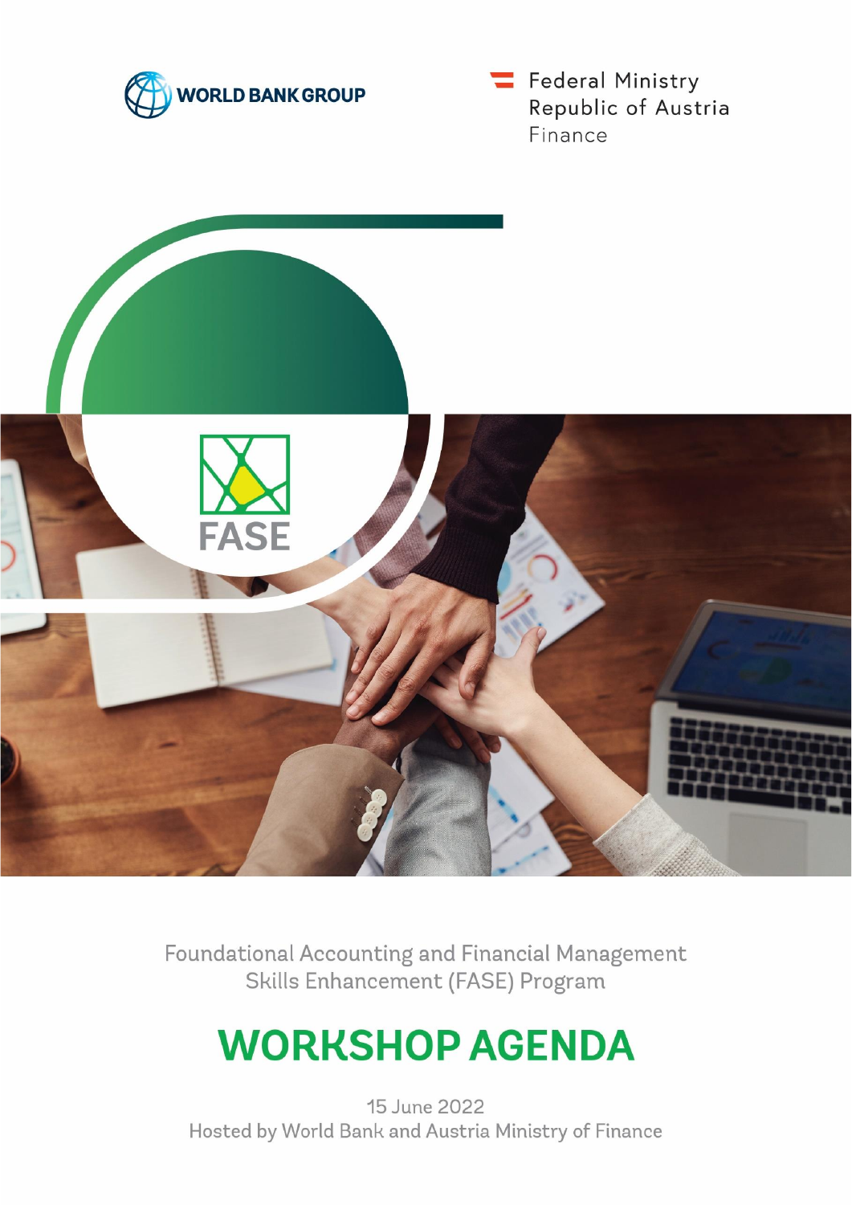WORLD BANK GROUP

Federal Ministry
Republic of Austria
Finance

FASE

Foundational Accounting and Financial Management Skills Enhancement (FASE) Program

# WORKSHOP AGENDA

15 June 2022
Hosted by World Bank and Austria Ministry of Finance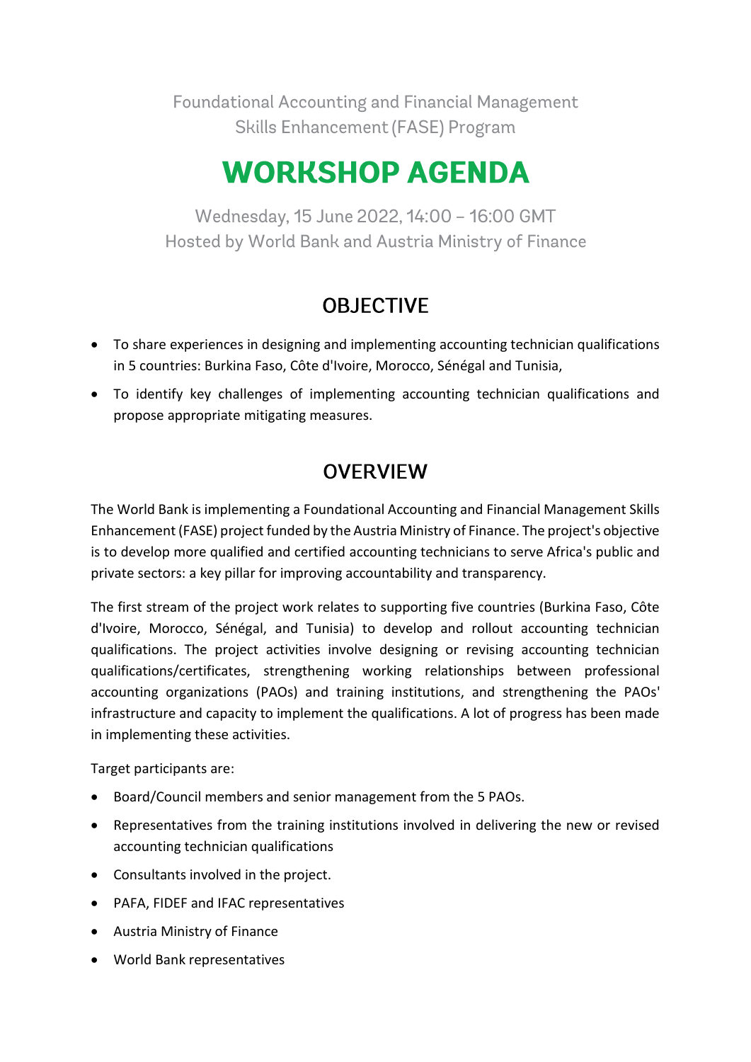Foundational Accounting and Financial Management Skills Enhancement (FASE) Program

# WORKSHOP AGENDA

Wednesday, 15 June 2022, 14:00 – 16:00 GMT
Hosted by World Bank and Austria Ministry of Finance

## OBJECTIVE

- To share experiences in designing and implementing accounting technician qualifications in 5 countries: Burkina Faso, Côte d'Ivoire, Morocco, Sénégal and Tunisia,
- To identify key challenges of implementing accounting technician qualifications and propose appropriate mitigating measures.

## OVERVIEW

The World Bank is implementing a Foundational Accounting and Financial Management Skills Enhancement (FASE) project funded by the Austria Ministry of Finance. The project's objective is to develop more qualified and certified accounting technicians to serve Africa's public and private sectors: a key pillar for improving accountability and transparency.

The first stream of the project work relates to supporting five countries (Burkina Faso, Côte d'Ivoire, Morocco, Sénégal, and Tunisia) to develop and rollout accounting technician qualifications. The project activities involve designing or revising accounting technician qualifications/certificates, strengthening working relationships between professional accounting organizations (PAOs) and training institutions, and strengthening the PAOs' infrastructure and capacity to implement the qualifications. A lot of progress has been made in implementing these activities.

Target participants are:

- Board/Council members and senior management from the 5 PAOs.
- Representatives from the training institutions involved in delivering the new or revised accounting technician qualifications
- Consultants involved in the project.
- PAFA, FIDEF and IFAC representatives
- Austria Ministry of Finance
- World Bank representatives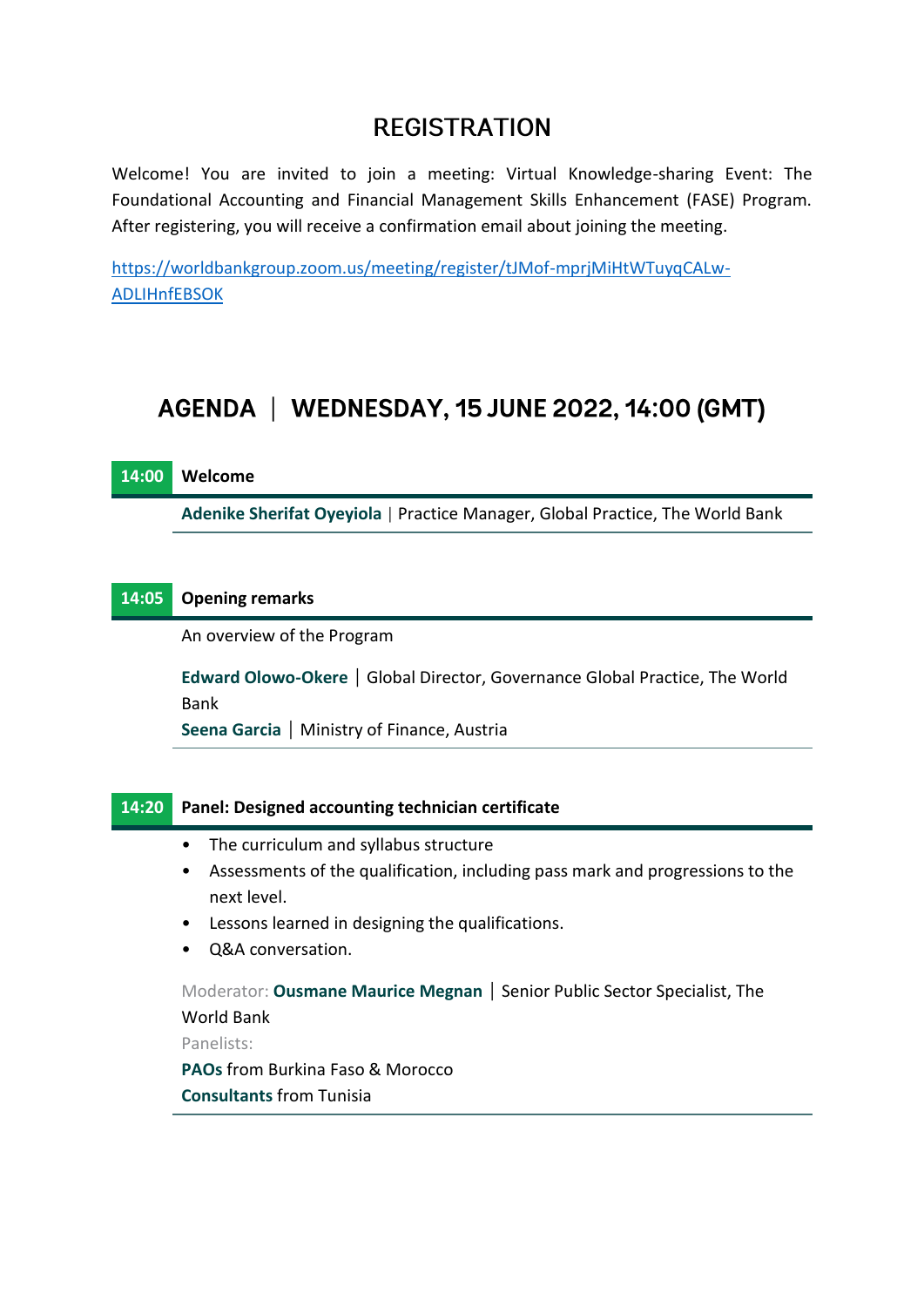## REGISTRATION

Welcome! You are invited to join a meeting: Virtual Knowledge-sharing Event: The Foundational Accounting and Financial Management Skills Enhancement (FASE) Program. After registering, you will receive a confirmation email about joining the meeting.

https://worldbankgroup.zoom.us/meeting/register/tJMof-mprjMiHtWTuyqCALw-ADLIHnfEBSOK

## AGENDA | WEDNESDAY, 15 JUNE 2022, 14:00 (GMT)

### 14:00 Welcome

**Adenike Sherifat Oyeyiola** | Practice Manager, Global Practice, The World Bank

### 14:05 Opening remarks

An overview of the Program

**Edward Olowo-Okere** | Global Director, Governance Global Practice, The World Bank
**Seena Garcia** | Ministry of Finance, Austria

### 14:20 Panel: Designed accounting technician certificate

- The curriculum and syllabus structure
- Assessments of the qualification, including pass mark and progressions to the next level.
- Lessons learned in designing the qualifications.
- Q&A conversation.

Moderator: **Ousmane Maurice Megnan** | Senior Public Sector Specialist, The World Bank
Panelists:
**PAOs** from Burkina Faso & Morocco
**Consultants** from Tunisia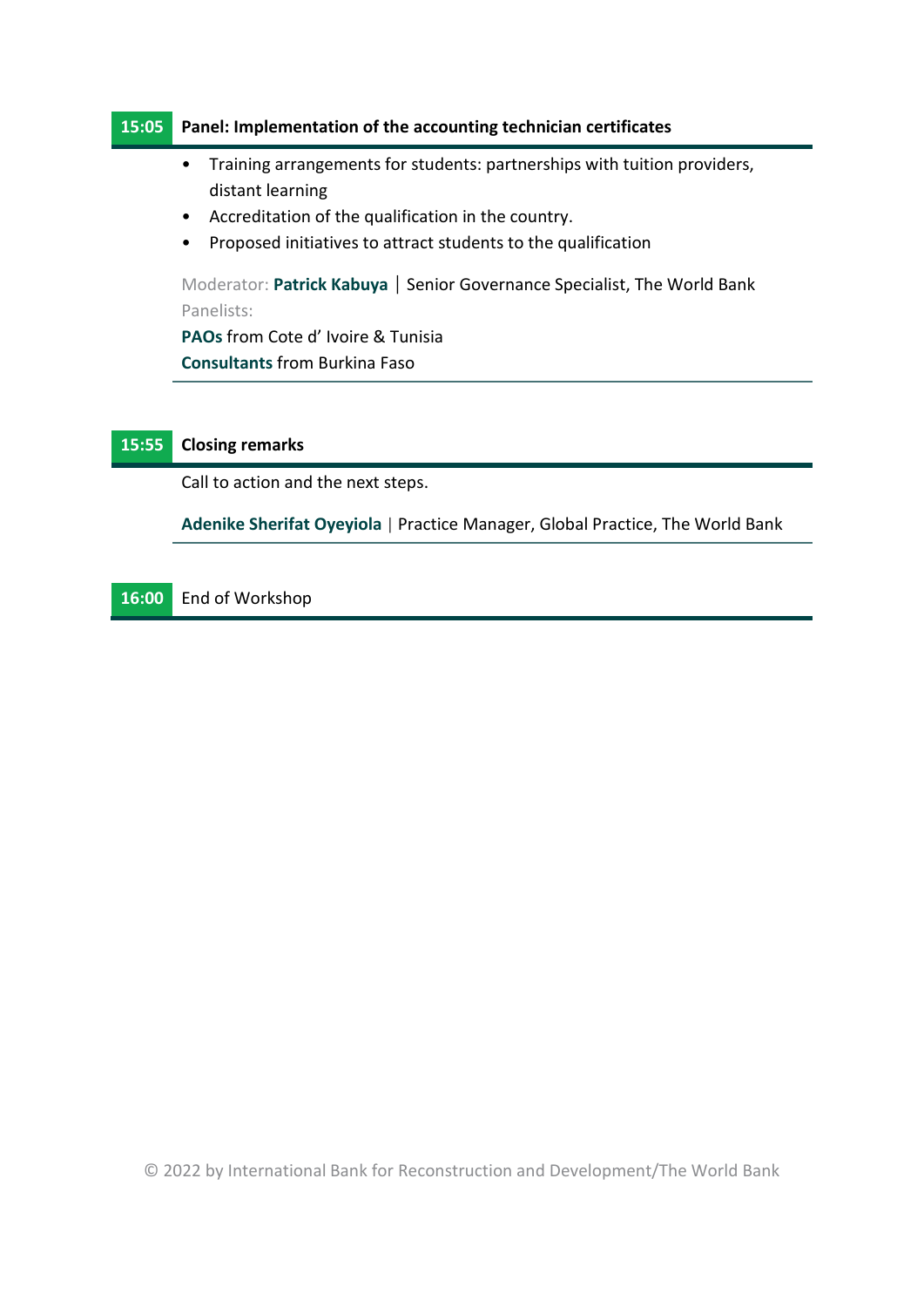**15:05** **Panel: Implementation of the accounting technician certificates**

- Training arrangements for students: partnerships with tuition providers, distant learning
- Accreditation of the qualification in the country.
- Proposed initiatives to attract students to the qualification

Moderator: **Patrick Kabuya** | Senior Governance Specialist, The World Bank

Panelists:

**PAOs** from Cote d' Ivoire & Tunisia

**Consultants** from Burkina Faso

**15:55** **Closing remarks**

Call to action and the next steps.

**Adenike Sherifat Oyeyiola** | Practice Manager, Global Practice, The World Bank

**16:00** End of Workshop

© 2022 by International Bank for Reconstruction and Development/The World Bank